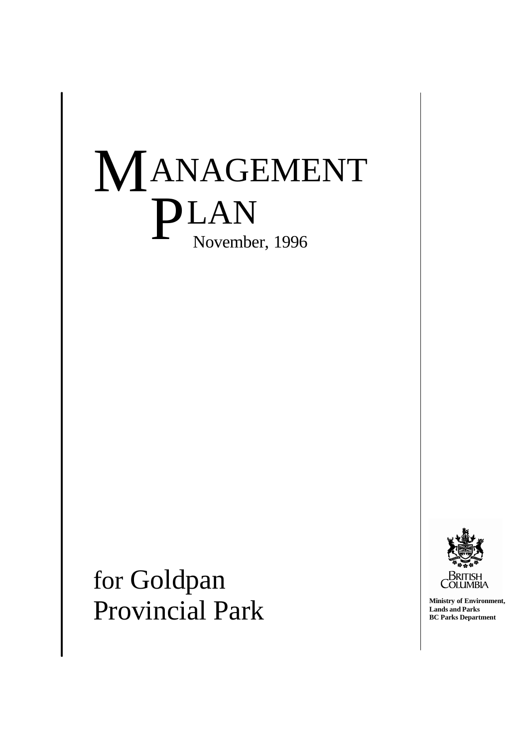# MANAGEMENT PLAN

November, 1996

# for Goldpan Provincial Park

British Columbia

**Ministry of Environment, Lands and Parks**
**BC Parks Department**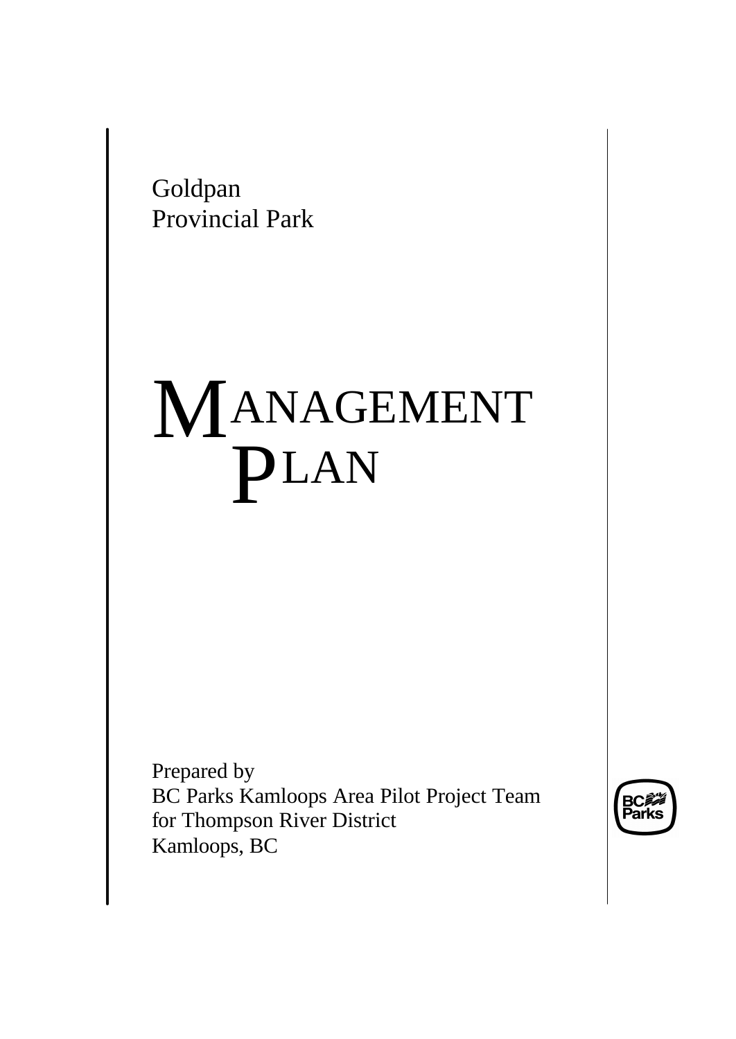Goldpan
Provincial Park

# MANAGEMENT PLAN

Prepared by
BC Parks Kamloops Area Pilot Project Team
for Thompson River District
Kamloops, BC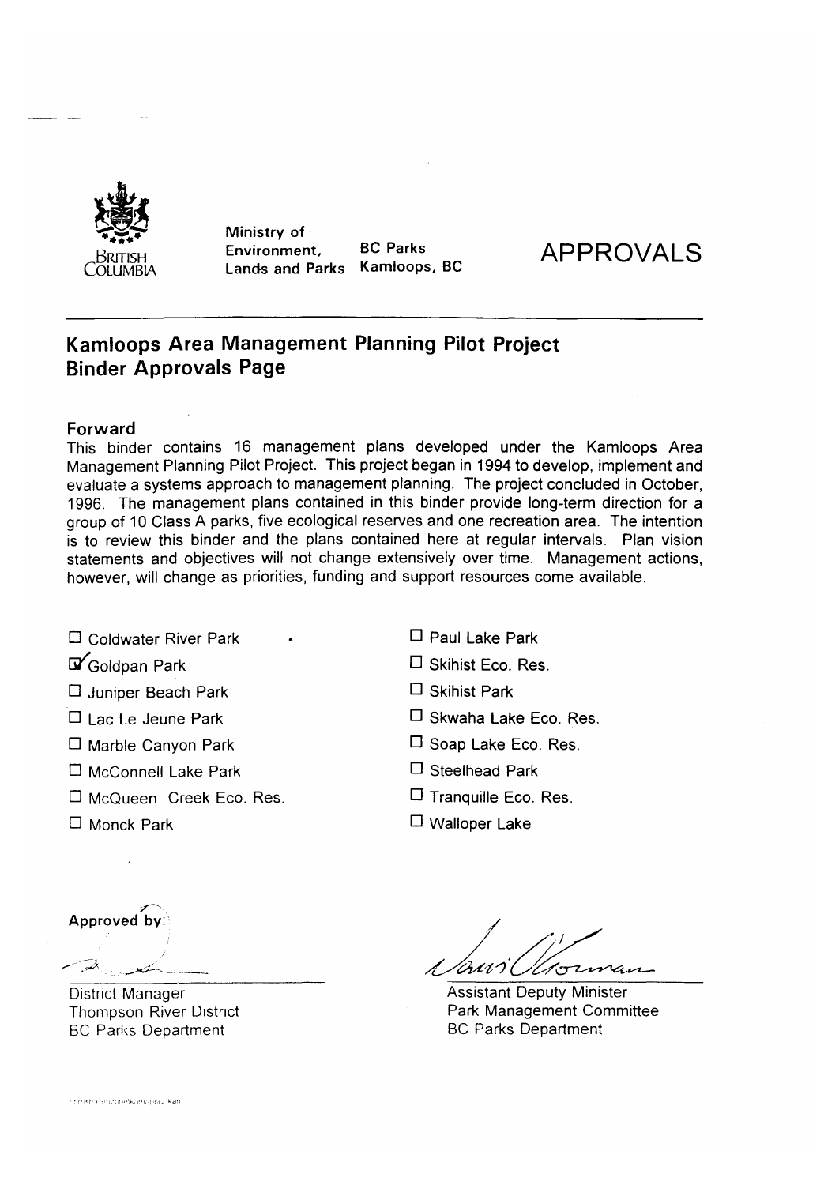British Columbia

Ministry of Environment, Lands and Parks

BC Parks Kamloops, BC

# APPROVALS

## Kamloops Area Management Planning Pilot Project Binder Approvals Page

### Forward

This binder contains 16 management plans developed under the Kamloops Area Management Planning Pilot Project. This project began in 1994 to develop, implement and evaluate a systems approach to management planning. The project concluded in October, 1996. The management plans contained in this binder provide long-term direction for a group of 10 Class A parks, five ecological reserves and one recreation area. The intention is to review this binder and the plans contained here at regular intervals. Plan vision statements and objectives will not change extensively over time. Management actions, however, will change as priorities, funding and support resources come available.

- ☐ Coldwater River Park
- ☑ Goldpan Park
- ☐ Juniper Beach Park
- ☐ Lac Le Jeune Park
- ☐ Marble Canyon Park
- ☐ McConnell Lake Park
- ☐ McQueen Creek Eco. Res.
- ☐ Monck Park
- ☐ Paul Lake Park
- ☐ Skihist Eco. Res.
- ☐ Skihist Park
- ☐ Skwaha Lake Eco. Res.
- ☐ Soap Lake Eco. Res.
- ☐ Steelhead Park
- ☐ Tranquille Eco. Res.
- ☐ Walloper Lake

Approved by:

District Manager
Thompson River District
BC Parks Department

Assistant Deputy Minister
Park Management Committee
BC Parks Department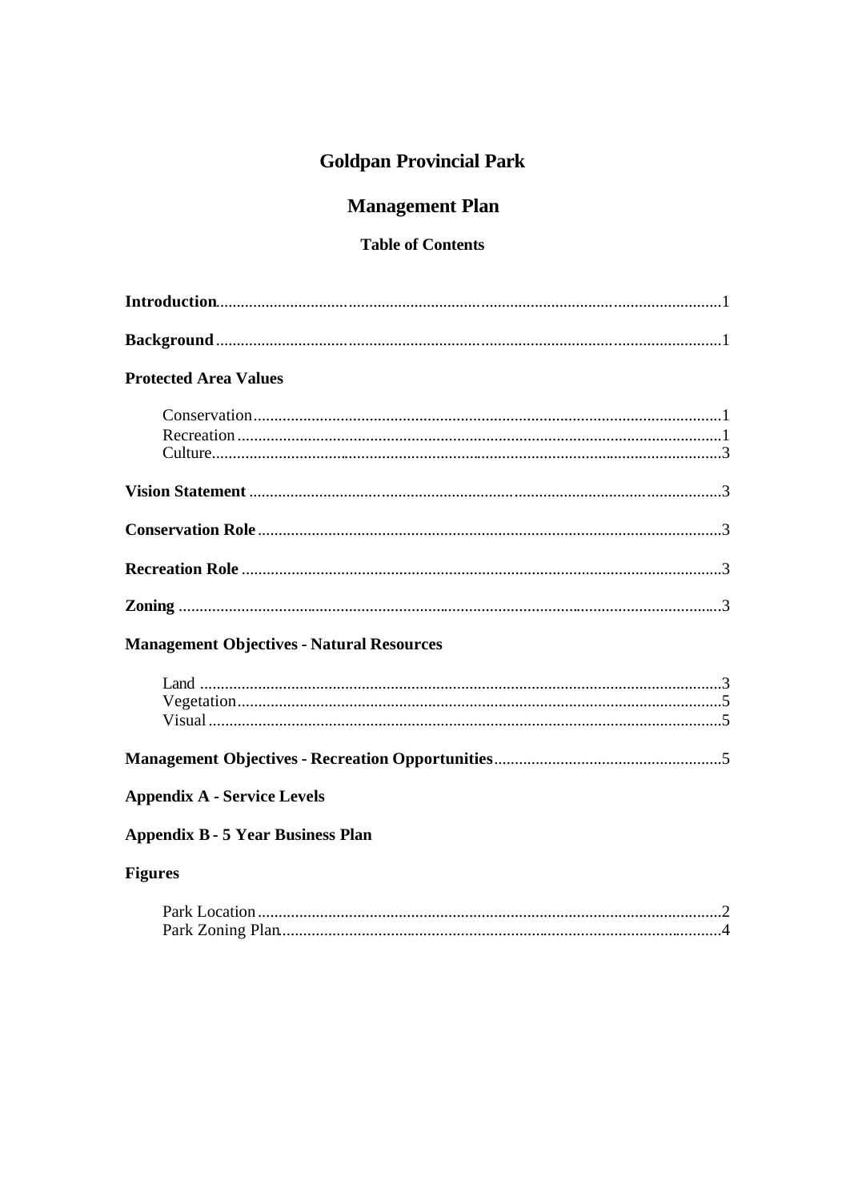# Goldpan Provincial Park

## Management Plan

### Table of Contents

**Introduction**..........................................................................................................1

**Background**..........................................................................................................1

**Protected Area Values**

- Conservation.............................................................................................1
- Recreation.................................................................................................1
- Culture......................................................................................................3

**Vision Statement**..................................................................................................3

**Conservation Role**................................................................................................3

**Recreation Role**....................................................................................................3

**Zoning**..................................................................................................................3

**Management Objectives - Natural Resources**

- Land..........................................................................................................3
- Vegetation.................................................................................................5
- Visual........................................................................................................5

**Management Objectives - Recreation Opportunities**..........................................5

**Appendix A - Service Levels**

**Appendix B - 5 Year Business Plan**

**Figures**

- Park Location............................................................................................2
- Park Zoning Plan.......................................................................................4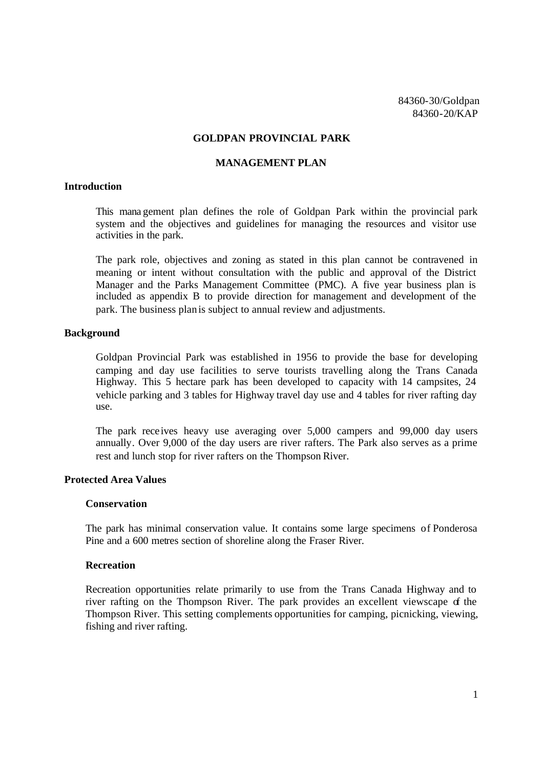84360-30/Goldpan
84360-20/KAP

# GOLDPAN PROVINCIAL PARK

# MANAGEMENT PLAN

## Introduction

This management plan defines the role of Goldpan Park within the provincial park system and the objectives and guidelines for managing the resources and visitor use activities in the park.

The park role, objectives and zoning as stated in this plan cannot be contravened in meaning or intent without consultation with the public and approval of the District Manager and the Parks Management Committee (PMC). A five year business plan is included as appendix B to provide direction for management and development of the park. The business plan is subject to annual review and adjustments.

## Background

Goldpan Provincial Park was established in 1956 to provide the base for developing camping and day use facilities to serve tourists travelling along the Trans Canada Highway. This 5 hectare park has been developed to capacity with 14 campsites, 24 vehicle parking and 3 tables for Highway travel day use and 4 tables for river rafting day use.

The park receives heavy use averaging over 5,000 campers and 99,000 day users annually. Over 9,000 of the day users are river rafters. The Park also serves as a prime rest and lunch stop for river rafters on the Thompson River.

## Protected Area Values

### Conservation

The park has minimal conservation value. It contains some large specimens of Ponderosa Pine and a 600 metres section of shoreline along the Fraser River.

### Recreation

Recreation opportunities relate primarily to use from the Trans Canada Highway and to river rafting on the Thompson River. The park provides an excellent viewscape of the Thompson River. This setting complements opportunities for camping, picnicking, viewing, fishing and river rafting.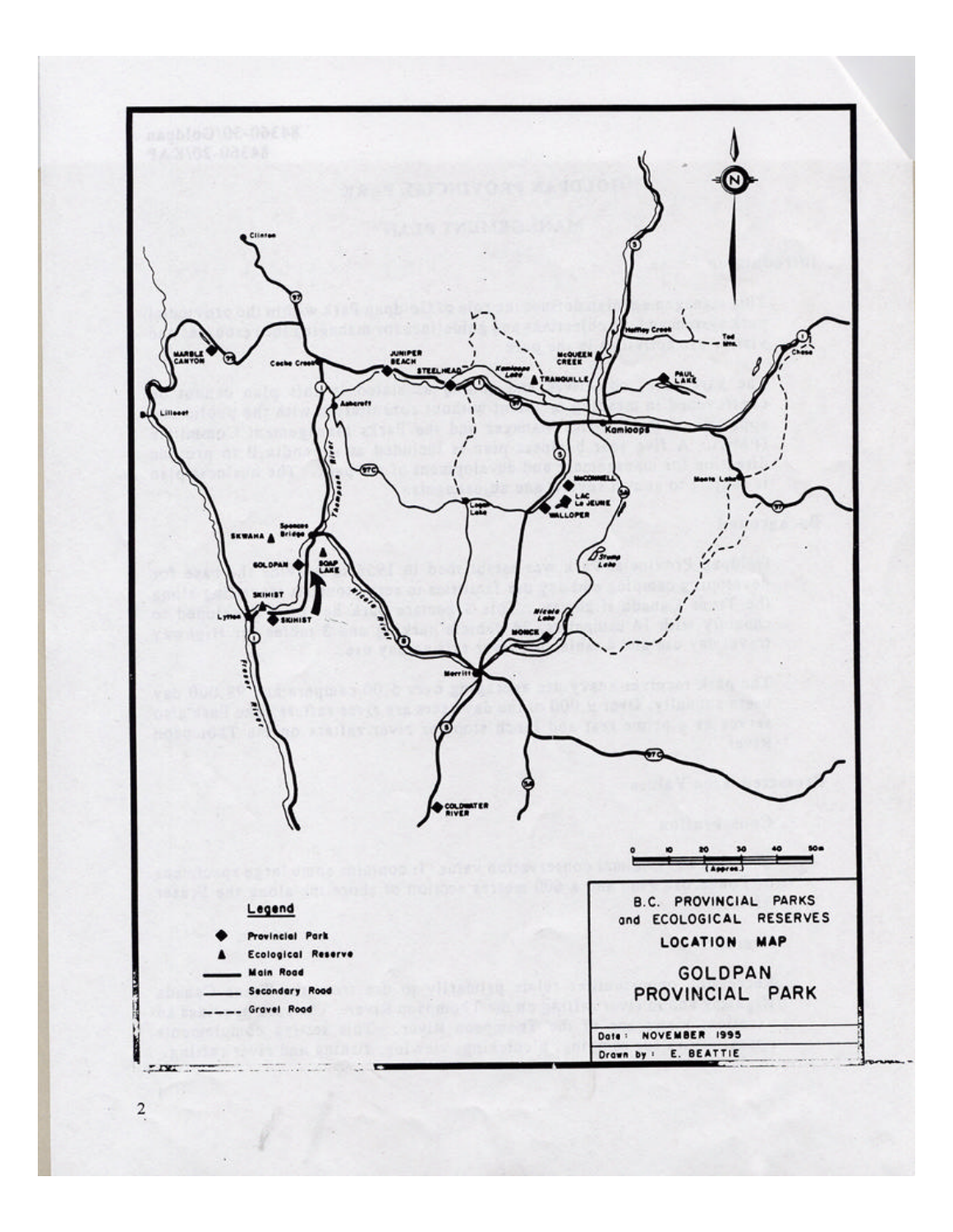B.C. PROVINCIAL PARKS and ECOLOGICAL RESERVES

LOCATION MAP

GOLDPAN PROVINCIAL PARK

Date: NOVEMBER 1995

Drawn by: E. BEATTIE

**Legend**

- ◆ Provincial Park
- ▲ Ecological Reserve
- Main Road
- Secondary Road
- Gravel Road

0 10 20 30 40 50m (Approx.)

Clinton, Marble Canyon, Lillooet, Cache Creek, Juniper Beach, Steelhead, Kamloops Lake, Tranquille, McQueen Creek, Heffley Creek, Paul Lake, Todd Mtn., Chase, Kamloops, Ashcroft, Thompson River, McConnell, Lac Le Jeune, Walloper, Logan Lake, Monte Lake, Stump Lake, Skwaha, Spences Bridge, Goldpan, Soap Lake, Skihist, Lytton, Fraser River, Nicola River, Nicola Lake, Monck, Merritt, Coldwater River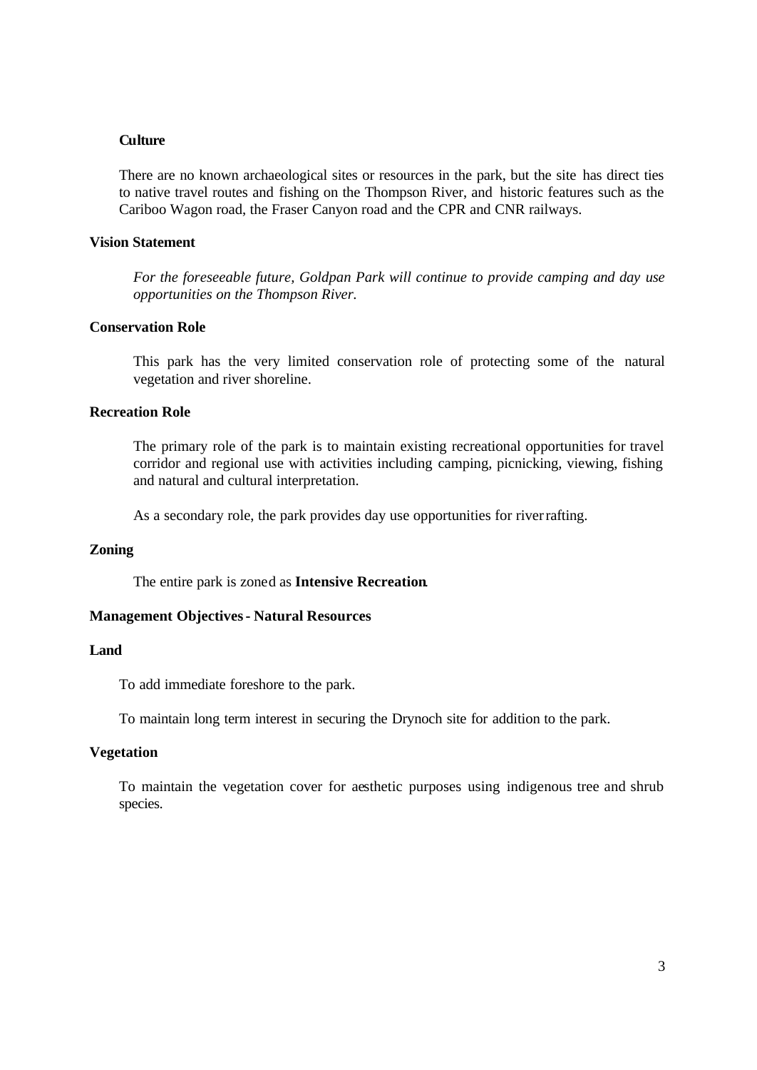### Culture

There are no known archaeological sites or resources in the park, but the site has direct ties to native travel routes and fishing on the Thompson River, and historic features such as the Cariboo Wagon road, the Fraser Canyon road and the CPR and CNR railways.

## Vision Statement

*For the foreseeable future, Goldpan Park will continue to provide camping and day use opportunities on the Thompson River.*

## Conservation Role

This park has the very limited conservation role of protecting some of the natural vegetation and river shoreline.

## Recreation Role

The primary role of the park is to maintain existing recreational opportunities for travel corridor and regional use with activities including camping, picnicking, viewing, fishing and natural and cultural interpretation.

As a secondary role, the park provides day use opportunities for river rafting.

## Zoning

The entire park is zoned as **Intensive Recreation**.

## Management Objectives - Natural Resources

### Land

To add immediate foreshore to the park.

To maintain long term interest in securing the Drynoch site for addition to the park.

### Vegetation

To maintain the vegetation cover for aesthetic purposes using indigenous tree and shrub species.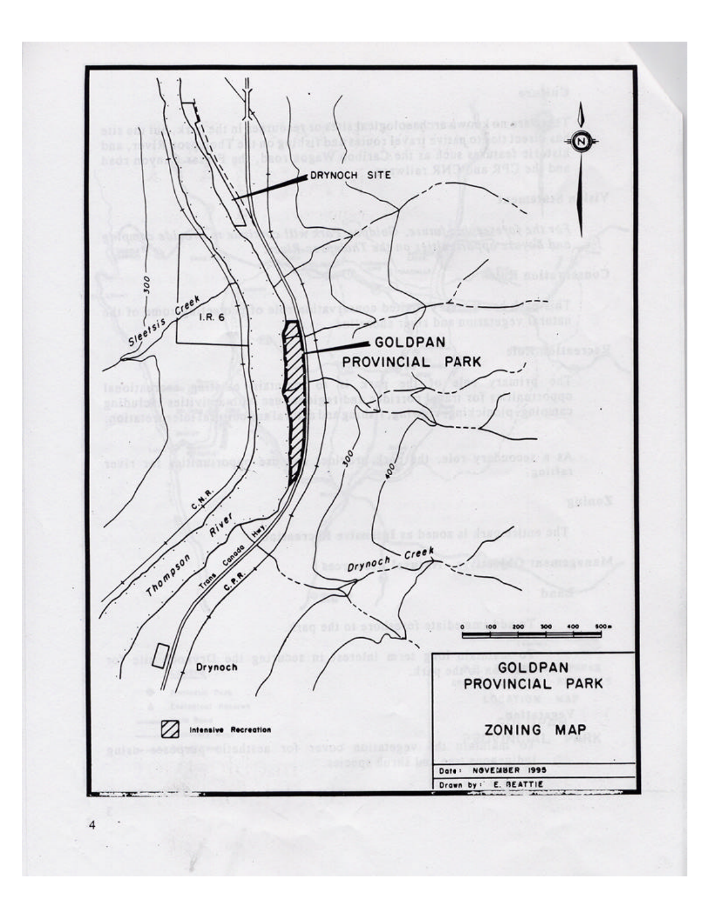DRYNOCH SITE

GOLDPAN
PROVINCIAL PARK

Sleetsis Creek

I.R. 6

300

400

C.N.R.

Thompson River

Trans Canada Hwy.

C.P.R.

Drynoch Creek

Drynoch

100 200 300 400 500 m

Intensive Recreation

**GOLDPAN PROVINCIAL PARK**

**ZONING MAP**

Date: NOVEMBER 1995

Drawn by: E. BEATTIE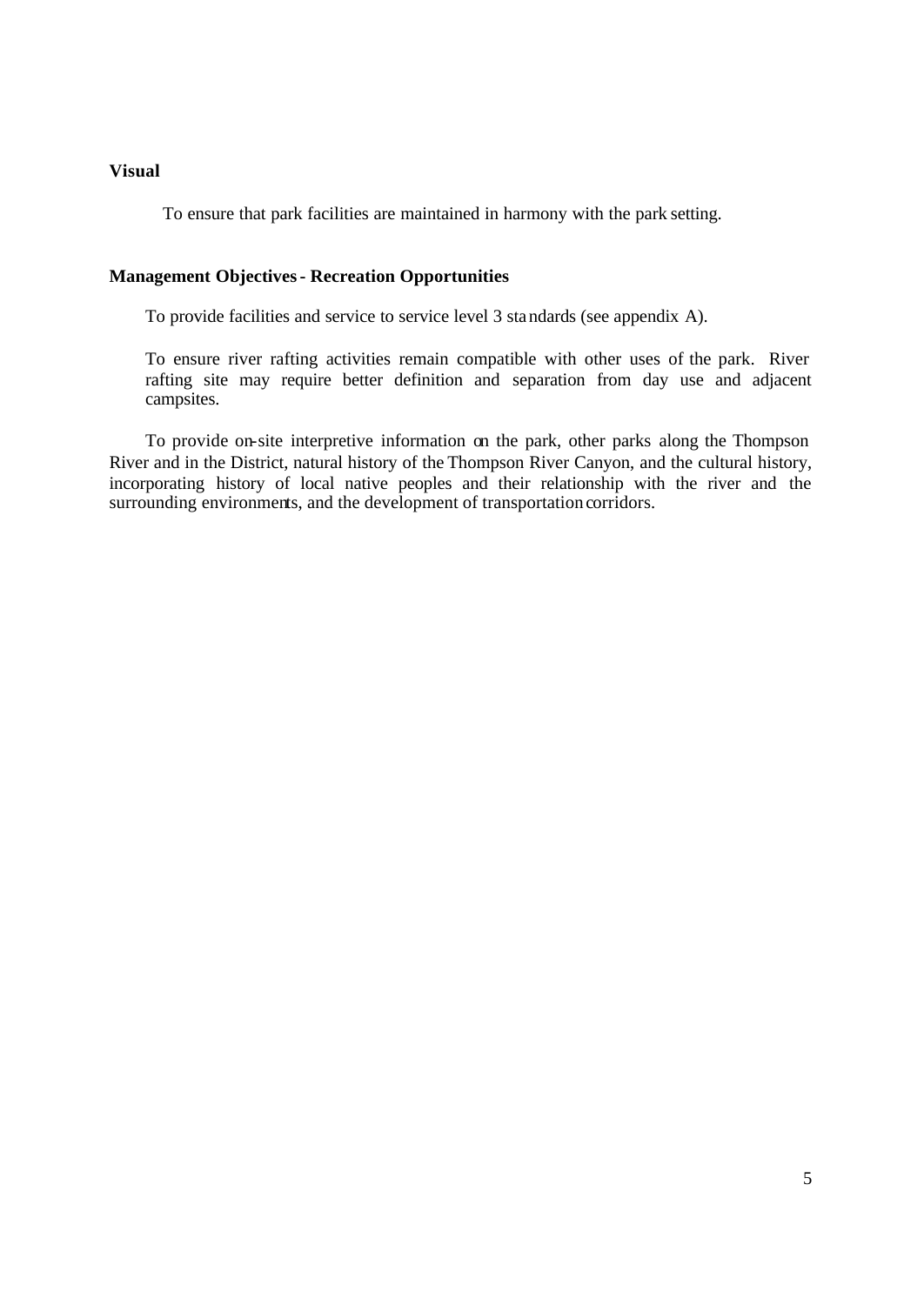**Visual**

To ensure that park facilities are maintained in harmony with the park setting.

**Management Objectives - Recreation Opportunities**

To provide facilities and service to service level 3 standards (see appendix A).

To ensure river rafting activities remain compatible with other uses of the park. River rafting site may require better definition and separation from day use and adjacent campsites.

To provide on-site interpretive information on the park, other parks along the Thompson River and in the District, natural history of the Thompson River Canyon, and the cultural history, incorporating history of local native peoples and their relationship with the river and the surrounding environments, and the development of transportation corridors.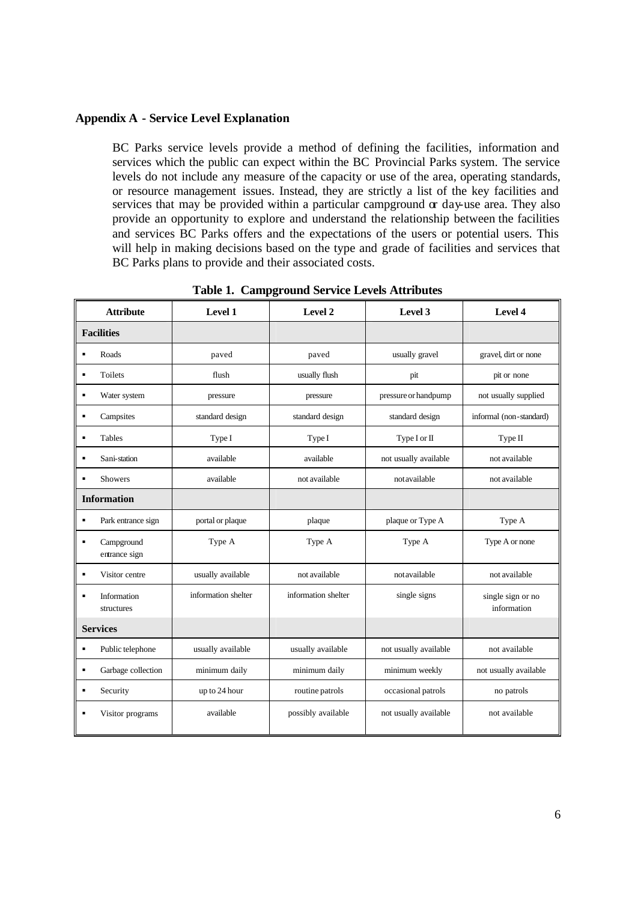## Appendix A - Service Level Explanation

BC Parks service levels provide a method of defining the facilities, information and services which the public can expect within the BC Provincial Parks system. The service levels do not include any measure of the capacity or use of the area, operating standards, or resource management issues. Instead, they are strictly a list of the key facilities and services that may be provided within a particular campground or day-use area. They also provide an opportunity to explore and understand the relationship between the facilities and services BC Parks offers and the expectations of the users or potential users. This will help in making decisions based on the type and grade of facilities and services that BC Parks plans to provide and their associated costs.

**Table 1. Campground Service Levels Attributes**

| Attribute | Level 1 | Level 2 | Level 3 | Level 4 |
|---|---|---|---|---|
| **Facilities** | | | | |
| ▪ Roads | paved | paved | usually gravel | gravel, dirt or none |
| ▪ Toilets | flush | usually flush | pit | pit or none |
| ▪ Water system | pressure | pressure | pressure or handpump | not usually supplied |
| ▪ Campsites | standard design | standard design | standard design | informal (non-standard) |
| ▪ Tables | Type I | Type I | Type I or II | Type II |
| ▪ Sani-station | available | available | not usually available | not available |
| ▪ Showers | available | not available | not available | not available |
| **Information** | | | | |
| ▪ Park entrance sign | portal or plaque | plaque | plaque or Type A | Type A |
| ▪ Campground entrance sign | Type A | Type A | Type A | Type A or none |
| ▪ Visitor centre | usually available | not available | not available | not available |
| ▪ Information structures | information shelter | information shelter | single signs | single sign or no information |
| **Services** | | | | |
| ▪ Public telephone | usually available | usually available | not usually available | not available |
| ▪ Garbage collection | minimum daily | minimum daily | minimum weekly | not usually available |
| ▪ Security | up to 24 hour | routine patrols | occasional patrols | no patrols |
| ▪ Visitor programs | available | possibly available | not usually available | not available |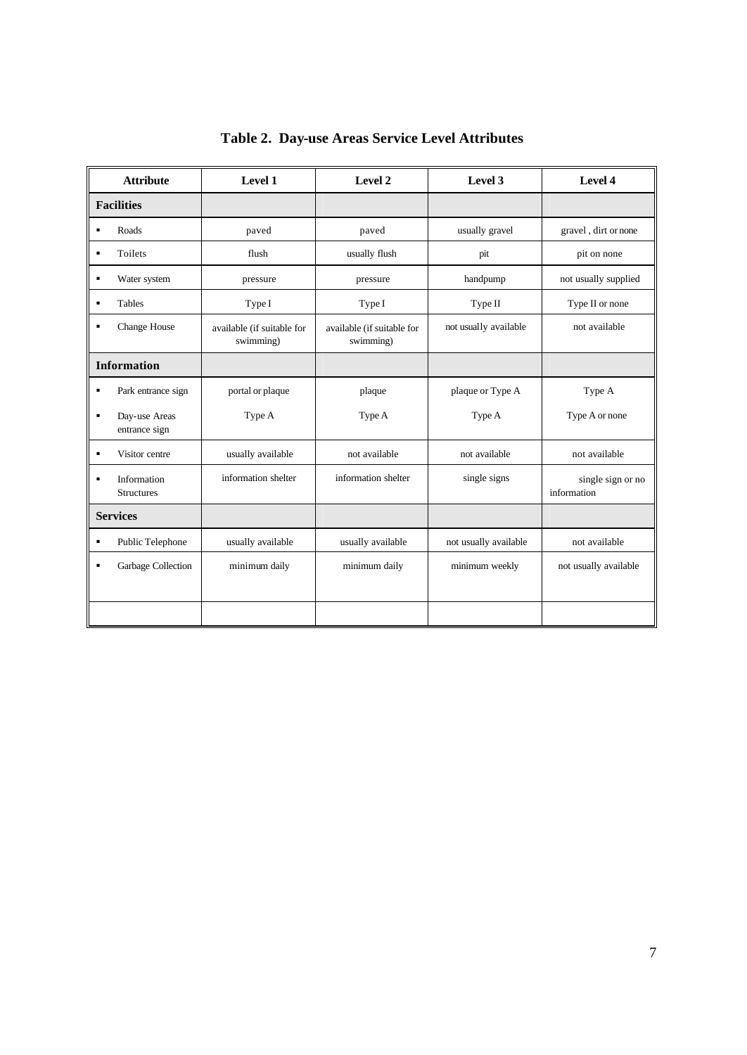# Table 2. Day-use Areas Service Level Attributes

| Attribute | Level 1 | Level 2 | Level 3 | Level 4 |
|---|---|---|---|---|
| **Facilities** | | | | |
| ▪ Roads | paved | paved | usually gravel | gravel , dirt or none |
| ▪ Toilets | flush | usually flush | pit | pit on none |
| ▪ Water system | pressure | pressure | handpump | not usually supplied |
| ▪ Tables | Type I | Type I | Type II | Type II or none |
| ▪ Change House | available (if suitable for swimming) | available (if suitable for swimming) | not usually available | not available |
| **Information** | | | | |
| ▪ Park entrance sign | portal or plaque | plaque | plaque or Type A | Type A |
| ▪ Day-use Areas entrance sign | Type A | Type A | Type A | Type A or none |
| ▪ Visitor centre | usually available | not available | not available | not available |
| ▪ Information Structures | information shelter | information shelter | single signs | single sign or no information |
| **Services** | | | | |
| ▪ Public Telephone | usually available | usually available | not usually available | not available |
| ▪ Garbage Collection | minimum daily | minimum daily | minimum weekly | not usually available |
| | | | | |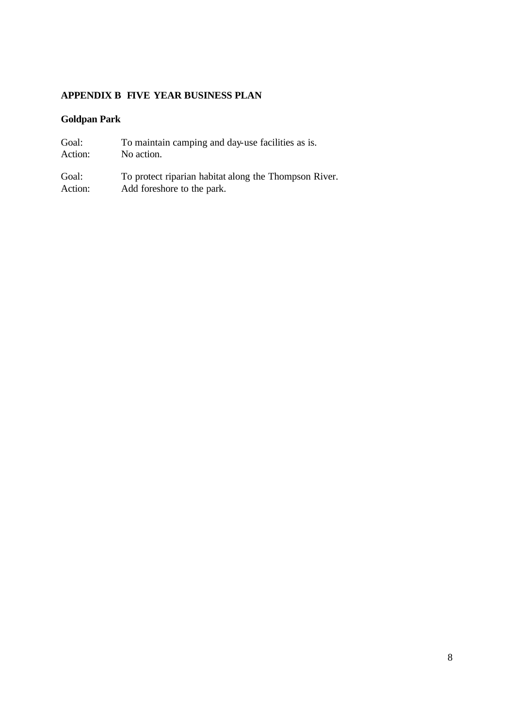## APPENDIX B FIVE YEAR BUSINESS PLAN

### Goldpan Park

Goal: To maintain camping and day-use facilities as is.
Action: No action.

Goal: To protect riparian habitat along the Thompson River.
Action: Add foreshore to the park.